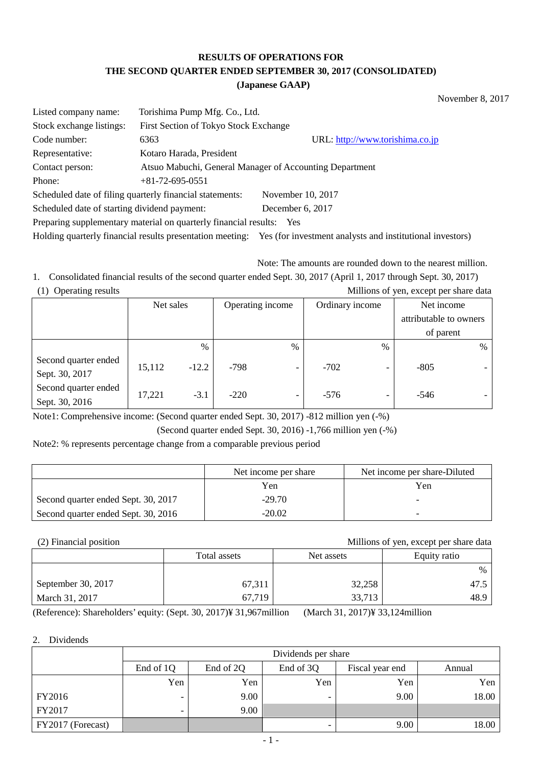# RESULTS OF OPERATIONS FOR THE SECOND QUARTER ENDED SEPTEMBER 30, 2017 (CONSOLIDATED)

**(Japanese GAAP)**

November 8, 2017

| | | |
|---|---|---|
| Listed company name: | Torishima Pump Mfg. Co., Ltd. | |
| Stock exchange listings: | First Section of Tokyo Stock Exchange | |
| Code number: | 6363 | URL: http://www.torishima.co.jp |
| Representative: | Kotaro Harada, President | |
| Contact person: | Atsuo Mabuchi, General Manager of Accounting Department | |
| Phone: | +81-72-695-0551 | |

Scheduled date of filing quarterly financial statements: November 10, 2017

Scheduled date of starting dividend payment: December 6, 2017

Preparing supplementary material on quarterly financial results: Yes

Holding quarterly financial results presentation meeting: Yes (for investment analysts and institutional investors)

Note: The amounts are rounded down to the nearest million.

1. Consolidated financial results of the second quarter ended Sept. 30, 2017 (April 1, 2017 through Sept. 30, 2017)

(1) Operating results

Millions of yen, except per share data

| | Net sales | | Operating income | | Ordinary income | | Net income attributable to owners of parent | |
|---|---|---|---|---|---|---|---|---|
| | | % | | % | | % | | % |
| Second quarter ended Sept. 30, 2017 | 15,112 | -12.2 | -798 | - | -702 | - | -805 | - |
| Second quarter ended Sept. 30, 2016 | 17,221 | -3.1 | -220 | - | -576 | - | -546 | - |

Note1: Comprehensive income: (Second quarter ended Sept. 30, 2017) -812 million yen (-%)

(Second quarter ended Sept. 30, 2016) -1,766 million yen (-%)

Note2: % represents percentage change from a comparable previous period

| | Net income per share | Net income per share-Diluted |
|---|---|---|
| | Yen | Yen |
| Second quarter ended Sept. 30, 2017 | -29.70 | - |
| Second quarter ended Sept. 30, 2016 | -20.02 | - |

(2) Financial position

Millions of yen, except per share data

| | Total assets | Net assets | Equity ratio |
|---|---|---|---|
| | | | % |
| September 30, 2017 | 67,311 | 32,258 | 47.5 |
| March 31, 2017 | 67,719 | 33,713 | 48.9 |

(Reference): Shareholders' equity: (Sept. 30, 2017)¥ 31,967million (March 31, 2017)¥ 33,124million

2. Dividends

| | Dividends per share | | | | |
|---|---|---|---|---|---|
| | End of 1Q | End of 2Q | End of 3Q | Fiscal year end | Annual |
| | Yen | Yen | Yen | Yen | Yen |
| FY2016 | - | 9.00 | - | 9.00 | 18.00 |
| FY2017 | - | 9.00 | | | |
| FY2017 (Forecast) | | | - | 9.00 | 18.00 |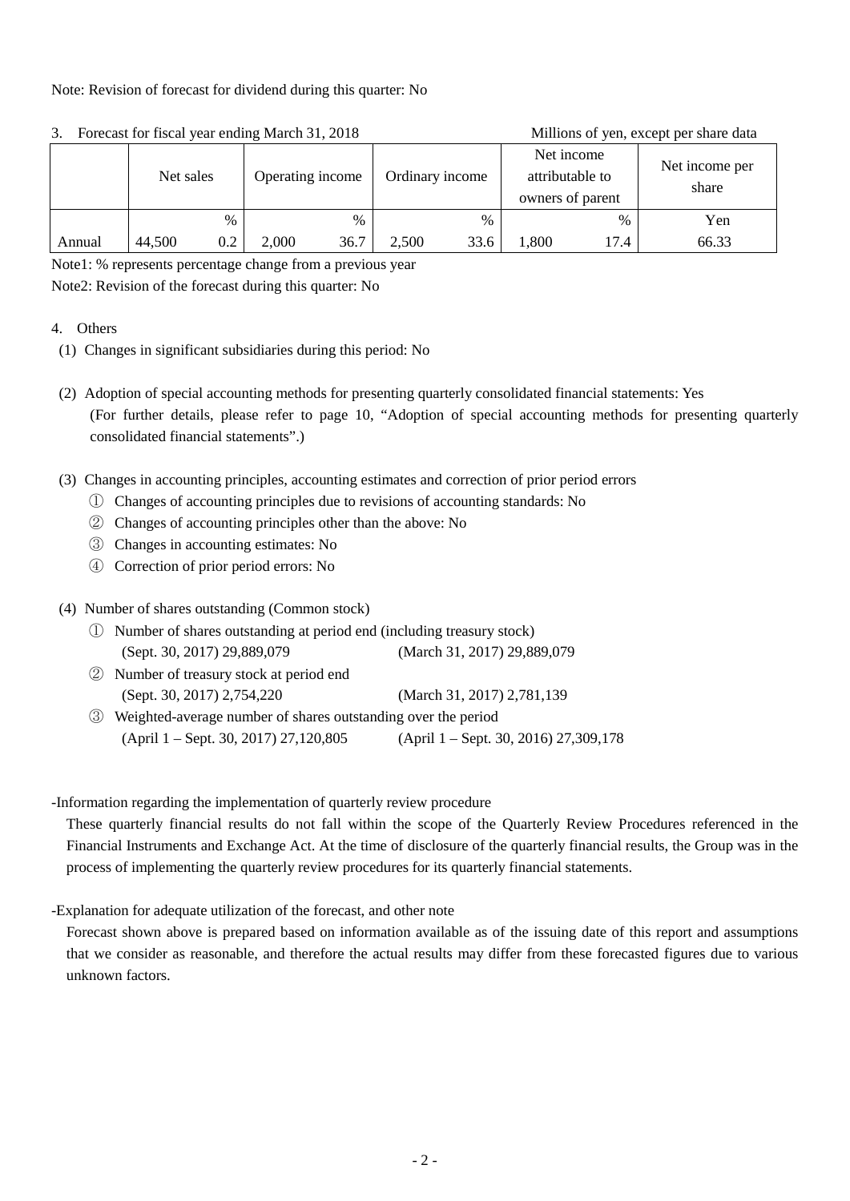Note: Revision of forecast for dividend during this quarter: No

3. Forecast for fiscal year ending March 31, 2018 — Millions of yen, except per share data

| | Net sales | | Operating income | | Ordinary income | | Net income attributable to owners of parent | | Net income per share |
|---|---|---|---|---|---|---|---|---|---|
| | | % | | % | | % | | % | Yen |
| Annual | 44,500 | 0.2 | 2,000 | 36.7 | 2,500 | 33.6 | 1,800 | 17.4 | 66.33 |

Note1: % represents percentage change from a previous year

Note2: Revision of the forecast during this quarter: No

4. Others

(1) Changes in significant subsidiaries during this period: No

(2) Adoption of special accounting methods for presenting quarterly consolidated financial statements: Yes
(For further details, please refer to page 10, "Adoption of special accounting methods for presenting quarterly consolidated financial statements".)

(3) Changes in accounting principles, accounting estimates and correction of prior period errors

① Changes of accounting principles due to revisions of accounting standards: No

② Changes of accounting principles other than the above: No

③ Changes in accounting estimates: No

④ Correction of prior period errors: No

(4) Number of shares outstanding (Common stock)

① Number of shares outstanding at period end (including treasury stock)
(Sept. 30, 2017) 29,889,079 (March 31, 2017) 29,889,079

② Number of treasury stock at period end
(Sept. 30, 2017) 2,754,220 (March 31, 2017) 2,781,139

③ Weighted-average number of shares outstanding over the period
(April 1 – Sept. 30, 2017) 27,120,805 (April 1 – Sept. 30, 2016) 27,309,178

-Information regarding the implementation of quarterly review procedure

These quarterly financial results do not fall within the scope of the Quarterly Review Procedures referenced in the Financial Instruments and Exchange Act. At the time of disclosure of the quarterly financial results, the Group was in the process of implementing the quarterly review procedures for its quarterly financial statements.

-Explanation for adequate utilization of the forecast, and other note

Forecast shown above is prepared based on information available as of the issuing date of this report and assumptions that we consider as reasonable, and therefore the actual results may differ from these forecasted figures due to various unknown factors.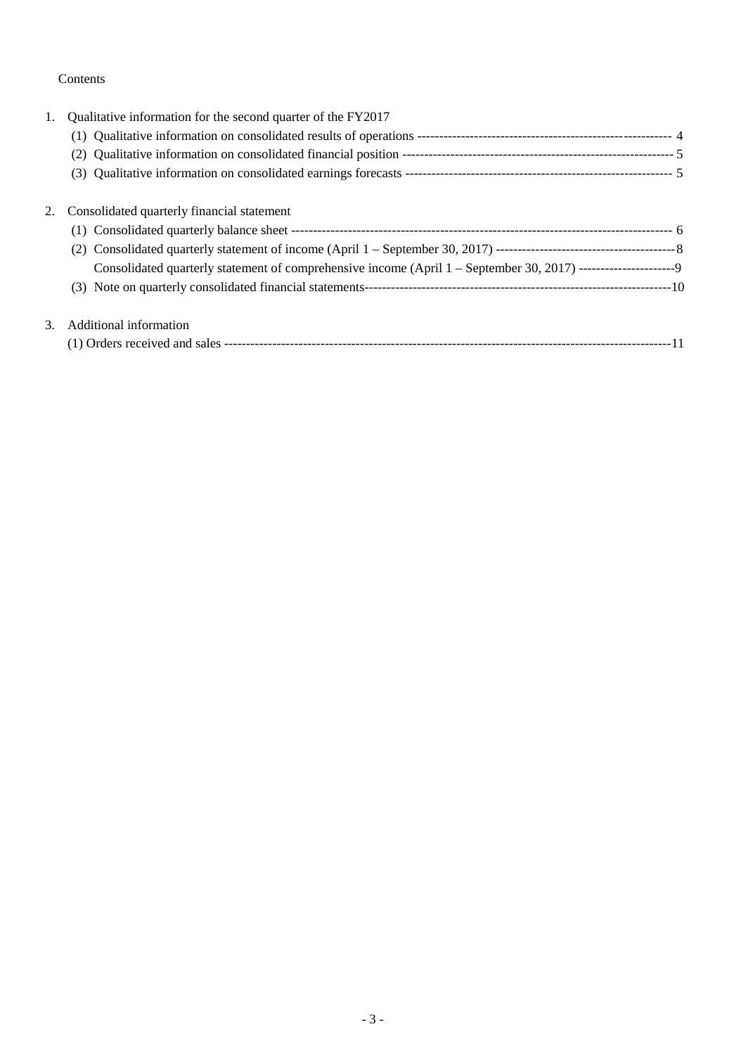Contents

1. Qualitative information for the second quarter of the FY2017
   - (1) Qualitative information on consolidated results of operations ---------------------------------------------------------- 4
   - (2) Qualitative information on consolidated financial position ------------------------------------------------------------- 5
   - (3) Qualitative information on consolidated earnings forecasts ------------------------------------------------------------ 5

2. Consolidated quarterly financial statement
   - (1) Consolidated quarterly balance sheet -------------------------------------------------------------------------------------- 6
   - (2) Consolidated quarterly statement of income (April 1 – September 30, 2017) -----------------------------------------8
     - Consolidated quarterly statement of comprehensive income (April 1 – September 30, 2017) ----------------------9
   - (3) Note on quarterly consolidated financial statements---------------------------------------------------------------------10

3. Additional information
   - (1) Orders received and sales ------------------------------------------------------------------------------------------------------11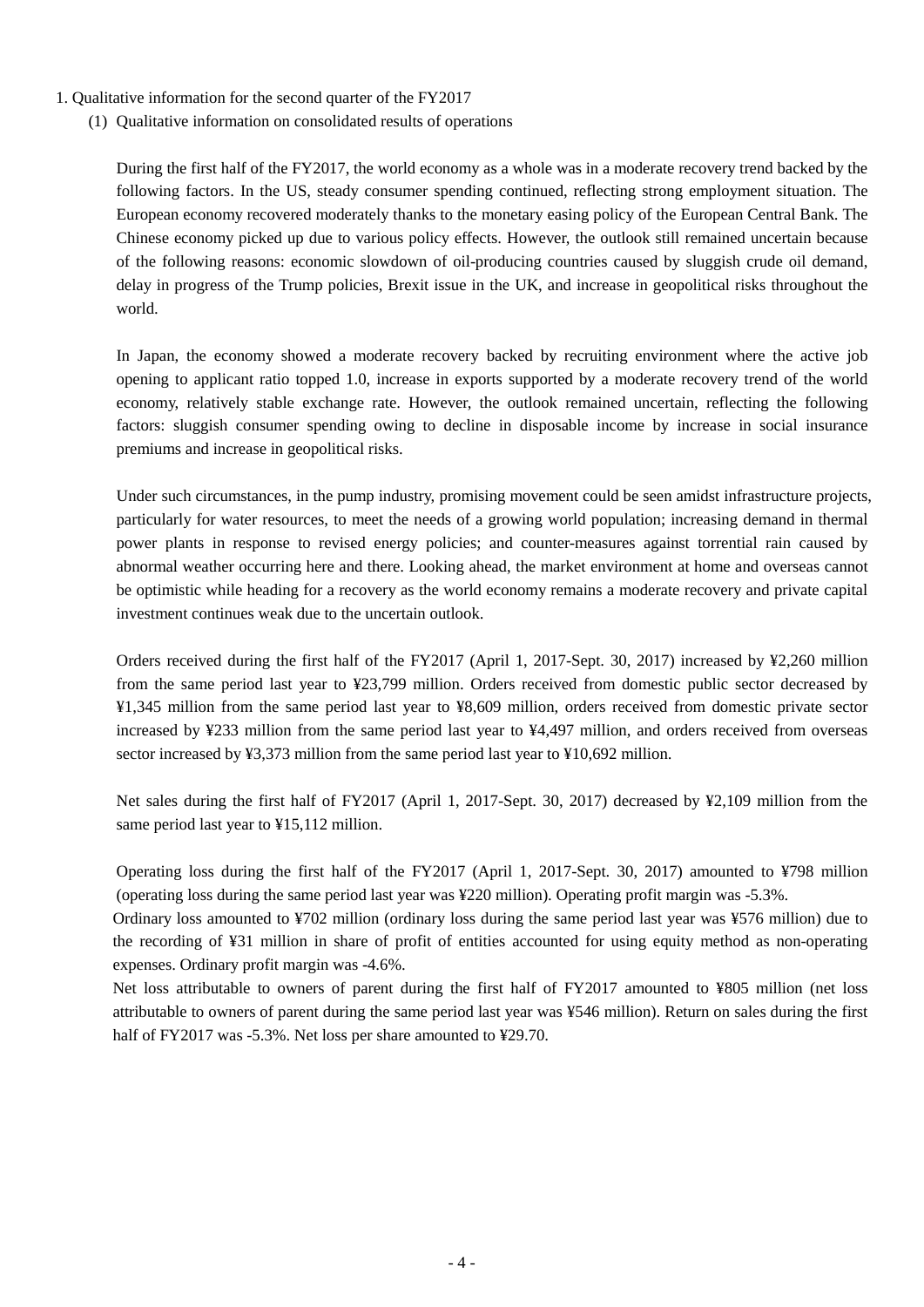1. Qualitative information for the second quarter of the FY2017

(1) Qualitative information on consolidated results of operations

During the first half of the FY2017, the world economy as a whole was in a moderate recovery trend backed by the following factors. In the US, steady consumer spending continued, reflecting strong employment situation. The European economy recovered moderately thanks to the monetary easing policy of the European Central Bank. The Chinese economy picked up due to various policy effects. However, the outlook still remained uncertain because of the following reasons: economic slowdown of oil-producing countries caused by sluggish crude oil demand, delay in progress of the Trump policies, Brexit issue in the UK, and increase in geopolitical risks throughout the world.

In Japan, the economy showed a moderate recovery backed by recruiting environment where the active job opening to applicant ratio topped 1.0, increase in exports supported by a moderate recovery trend of the world economy, relatively stable exchange rate. However, the outlook remained uncertain, reflecting the following factors: sluggish consumer spending owing to decline in disposable income by increase in social insurance premiums and increase in geopolitical risks.

Under such circumstances, in the pump industry, promising movement could be seen amidst infrastructure projects, particularly for water resources, to meet the needs of a growing world population; increasing demand in thermal power plants in response to revised energy policies; and counter-measures against torrential rain caused by abnormal weather occurring here and there. Looking ahead, the market environment at home and overseas cannot be optimistic while heading for a recovery as the world economy remains a moderate recovery and private capital investment continues weak due to the uncertain outlook.

Orders received during the first half of the FY2017 (April 1, 2017-Sept. 30, 2017) increased by ¥2,260 million from the same period last year to ¥23,799 million. Orders received from domestic public sector decreased by ¥1,345 million from the same period last year to ¥8,609 million, orders received from domestic private sector increased by ¥233 million from the same period last year to ¥4,497 million, and orders received from overseas sector increased by ¥3,373 million from the same period last year to ¥10,692 million.

Net sales during the first half of FY2017 (April 1, 2017-Sept. 30, 2017) decreased by ¥2,109 million from the same period last year to ¥15,112 million.

Operating loss during the first half of the FY2017 (April 1, 2017-Sept. 30, 2017) amounted to ¥798 million (operating loss during the same period last year was ¥220 million). Operating profit margin was -5.3%.
Ordinary loss amounted to ¥702 million (ordinary loss during the same period last year was ¥576 million) due to the recording of ¥31 million in share of profit of entities accounted for using equity method as non-operating expenses. Ordinary profit margin was -4.6%.
Net loss attributable to owners of parent during the first half of FY2017 amounted to ¥805 million (net loss attributable to owners of parent during the same period last year was ¥546 million). Return on sales during the first half of FY2017 was -5.3%. Net loss per share amounted to ¥29.70.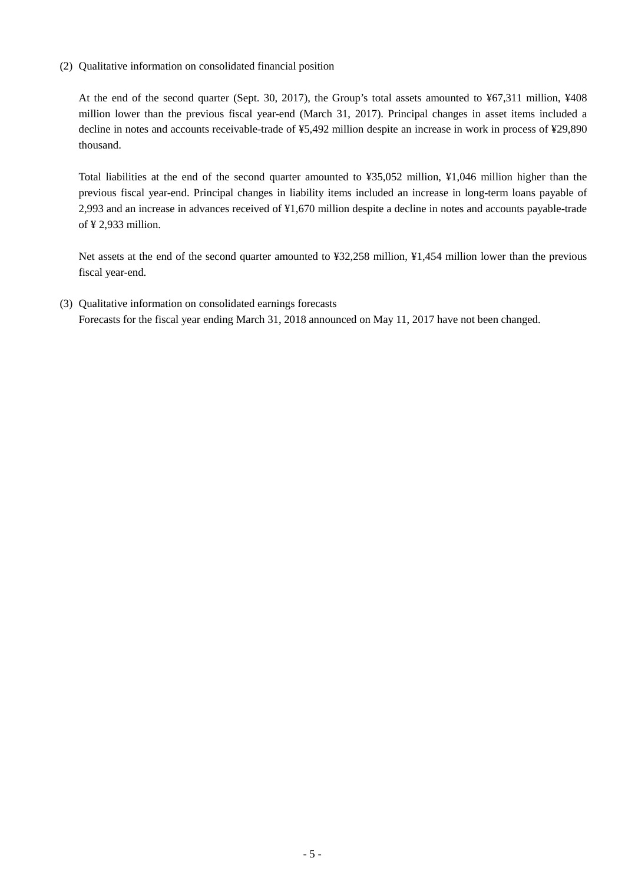(2) Qualitative information on consolidated financial position

At the end of the second quarter (Sept. 30, 2017), the Group's total assets amounted to ¥67,311 million, ¥408 million lower than the previous fiscal year-end (March 31, 2017). Principal changes in asset items included a decline in notes and accounts receivable-trade of ¥5,492 million despite an increase in work in process of ¥29,890 thousand.

Total liabilities at the end of the second quarter amounted to ¥35,052 million, ¥1,046 million higher than the previous fiscal year-end. Principal changes in liability items included an increase in long-term loans payable of 2,993 and an increase in advances received of ¥1,670 million despite a decline in notes and accounts payable-trade of ¥ 2,933 million.

Net assets at the end of the second quarter amounted to ¥32,258 million, ¥1,454 million lower than the previous fiscal year-end.

(3) Qualitative information on consolidated earnings forecasts

Forecasts for the fiscal year ending March 31, 2018 announced on May 11, 2017 have not been changed.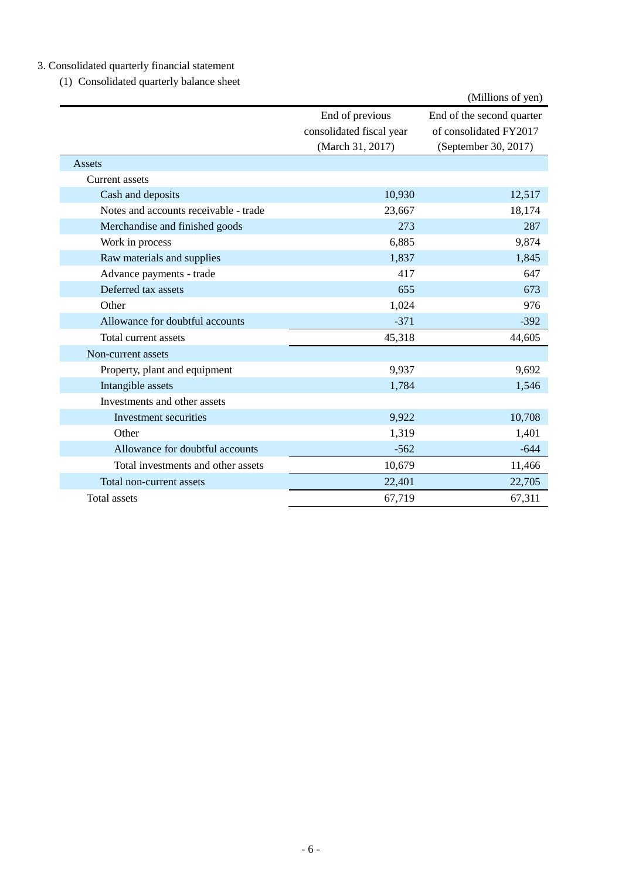3. Consolidated quarterly financial statement

(1) Consolidated quarterly balance sheet

(Millions of yen)

| | End of previous consolidated fiscal year (March 31, 2017) | End of the second quarter of consolidated FY2017 (September 30, 2017) |
|---|---|---|
| Assets | | |
| Current assets | | |
| Cash and deposits | 10,930 | 12,517 |
| Notes and accounts receivable - trade | 23,667 | 18,174 |
| Merchandise and finished goods | 273 | 287 |
| Work in process | 6,885 | 9,874 |
| Raw materials and supplies | 1,837 | 1,845 |
| Advance payments - trade | 417 | 647 |
| Deferred tax assets | 655 | 673 |
| Other | 1,024 | 976 |
| Allowance for doubtful accounts | -371 | -392 |
| Total current assets | 45,318 | 44,605 |
| Non-current assets | | |
| Property, plant and equipment | 9,937 | 9,692 |
| Intangible assets | 1,784 | 1,546 |
| Investments and other assets | | |
| Investment securities | 9,922 | 10,708 |
| Other | 1,319 | 1,401 |
| Allowance for doubtful accounts | -562 | -644 |
| Total investments and other assets | 10,679 | 11,466 |
| Total non-current assets | 22,401 | 22,705 |
| Total assets | 67,719 | 67,311 |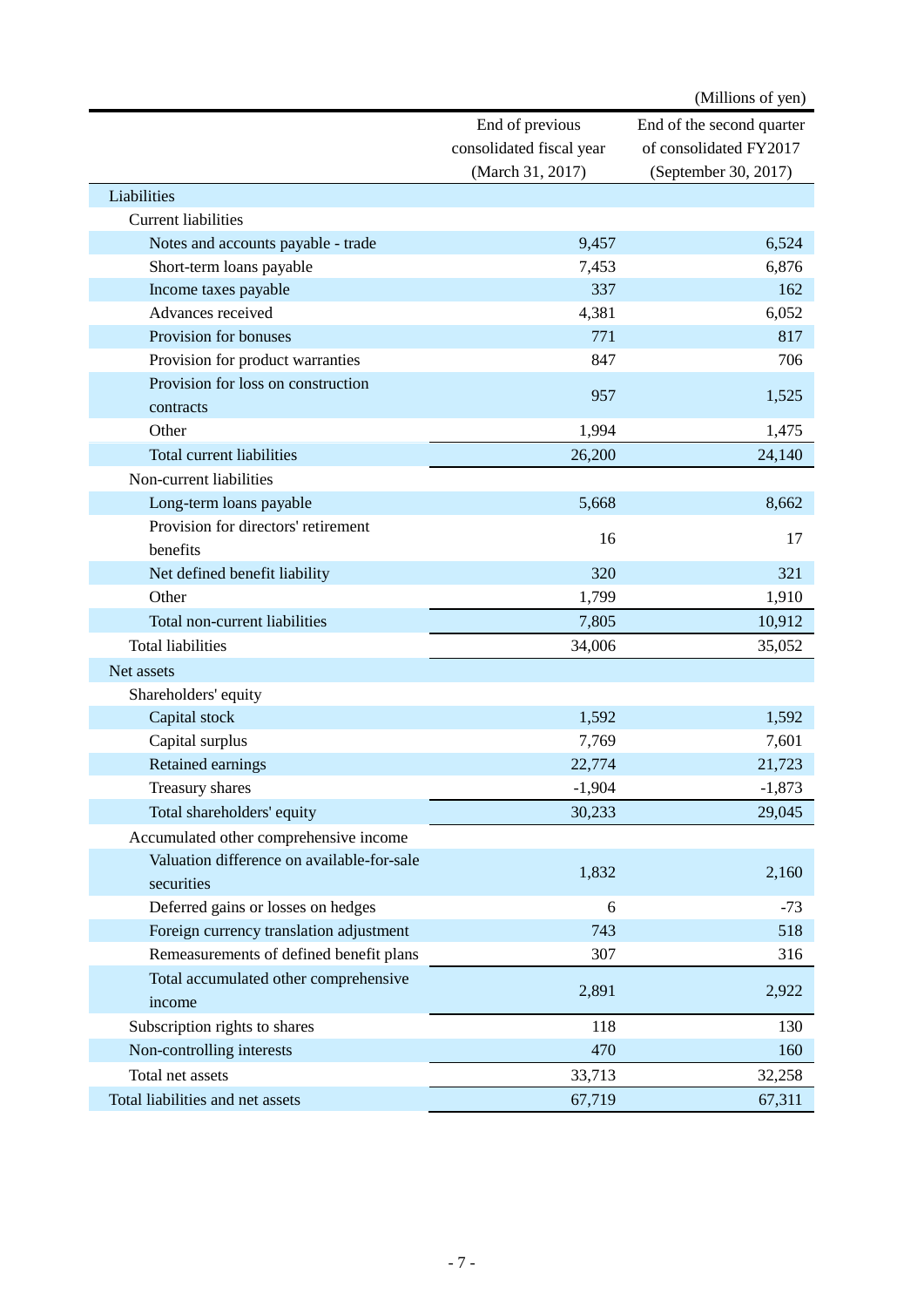(Millions of yen)

| | End of previous consolidated fiscal year (March 31, 2017) | End of the second quarter of consolidated FY2017 (September 30, 2017) |
|---|---|---|
| Liabilities | | |
| Current liabilities | | |
| Notes and accounts payable - trade | 9,457 | 6,524 |
| Short-term loans payable | 7,453 | 6,876 |
| Income taxes payable | 337 | 162 |
| Advances received | 4,381 | 6,052 |
| Provision for bonuses | 771 | 817 |
| Provision for product warranties | 847 | 706 |
| Provision for loss on construction contracts | 957 | 1,525 |
| Other | 1,994 | 1,475 |
| Total current liabilities | 26,200 | 24,140 |
| Non-current liabilities | | |
| Long-term loans payable | 5,668 | 8,662 |
| Provision for directors' retirement benefits | 16 | 17 |
| Net defined benefit liability | 320 | 321 |
| Other | 1,799 | 1,910 |
| Total non-current liabilities | 7,805 | 10,912 |
| Total liabilities | 34,006 | 35,052 |
| Net assets | | |
| Shareholders' equity | | |
| Capital stock | 1,592 | 1,592 |
| Capital surplus | 7,769 | 7,601 |
| Retained earnings | 22,774 | 21,723 |
| Treasury shares | -1,904 | -1,873 |
| Total shareholders' equity | 30,233 | 29,045 |
| Accumulated other comprehensive income | | |
| Valuation difference on available-for-sale securities | 1,832 | 2,160 |
| Deferred gains or losses on hedges | 6 | -73 |
| Foreign currency translation adjustment | 743 | 518 |
| Remeasurements of defined benefit plans | 307 | 316 |
| Total accumulated other comprehensive income | 2,891 | 2,922 |
| Subscription rights to shares | 118 | 130 |
| Non-controlling interests | 470 | 160 |
| Total net assets | 33,713 | 32,258 |
| Total liabilities and net assets | 67,719 | 67,311 |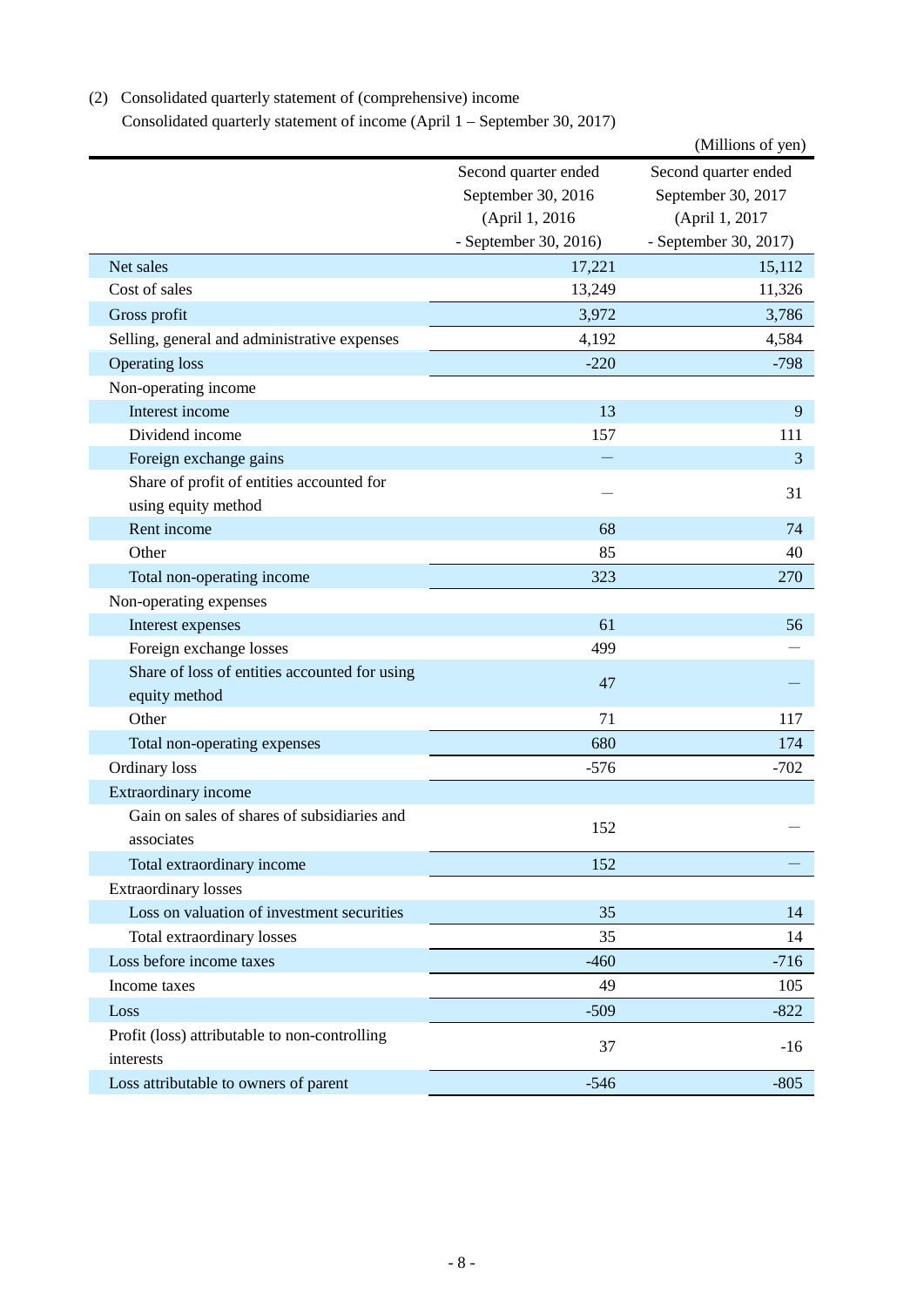(2) Consolidated quarterly statement of (comprehensive) income

Consolidated quarterly statement of income (April 1 – September 30, 2017)

(Millions of yen)

| | Second quarter ended September 30, 2016 (April 1, 2016 - September 30, 2016) | Second quarter ended September 30, 2017 (April 1, 2017 - September 30, 2017) |
|---|---|---|
| Net sales | 17,221 | 15,112 |
| Cost of sales | 13,249 | 11,326 |
| Gross profit | 3,972 | 3,786 |
| Selling, general and administrative expenses | 4,192 | 4,584 |
| Operating loss | -220 | -798 |
| Non-operating income | | |
| Interest income | 13 | 9 |
| Dividend income | 157 | 111 |
| Foreign exchange gains | ― | 3 |
| Share of profit of entities accounted for using equity method | ― | 31 |
| Rent income | 68 | 74 |
| Other | 85 | 40 |
| Total non-operating income | 323 | 270 |
| Non-operating expenses | | |
| Interest expenses | 61 | 56 |
| Foreign exchange losses | 499 | ― |
| Share of loss of entities accounted for using equity method | 47 | ― |
| Other | 71 | 117 |
| Total non-operating expenses | 680 | 174 |
| Ordinary loss | -576 | -702 |
| Extraordinary income | | |
| Gain on sales of shares of subsidiaries and associates | 152 | ― |
| Total extraordinary income | 152 | ― |
| Extraordinary losses | | |
| Loss on valuation of investment securities | 35 | 14 |
| Total extraordinary losses | 35 | 14 |
| Loss before income taxes | -460 | -716 |
| Income taxes | 49 | 105 |
| Loss | -509 | -822 |
| Profit (loss) attributable to non-controlling interests | 37 | -16 |
| Loss attributable to owners of parent | -546 | -805 |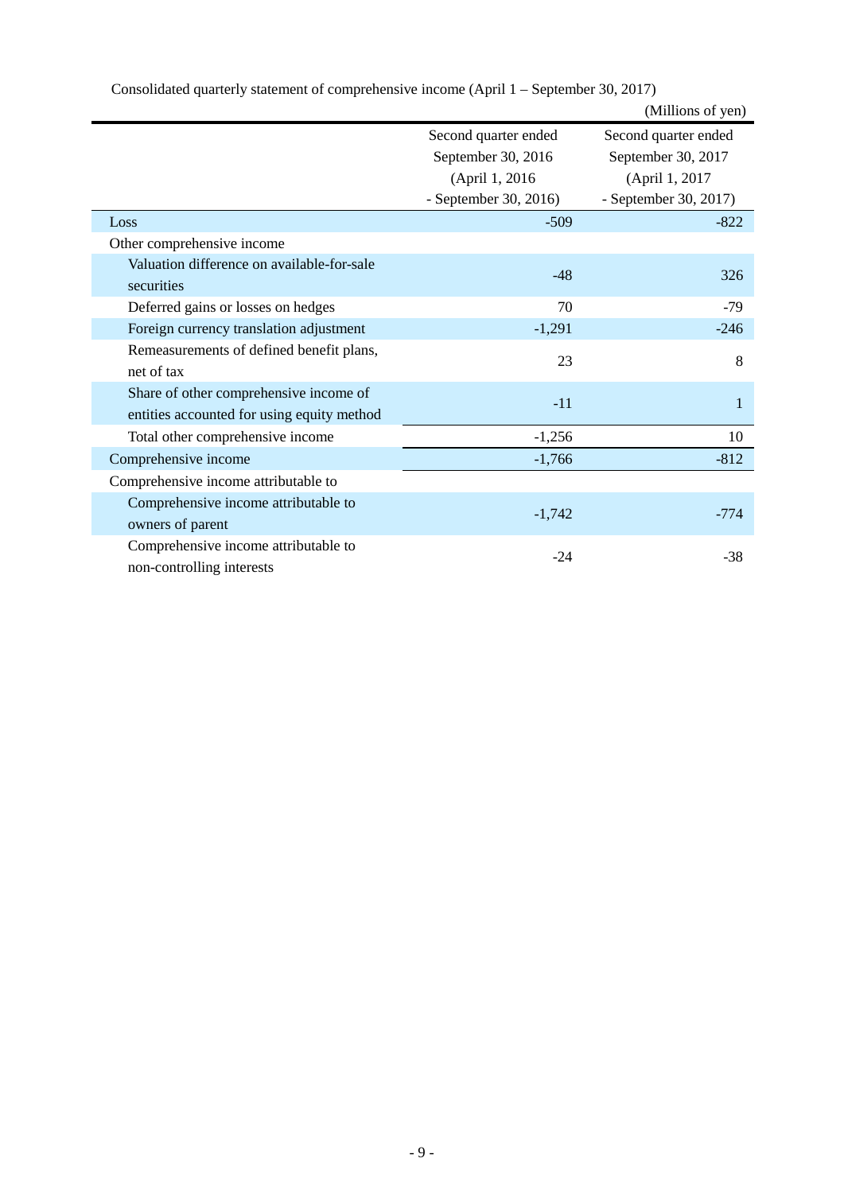Consolidated quarterly statement of comprehensive income (April 1 – September 30, 2017)

(Millions of yen)

| | Second quarter ended September 30, 2016 (April 1, 2016 - September 30, 2016) | Second quarter ended September 30, 2017 (April 1, 2017 - September 30, 2017) |
|---|---|---|
| Loss | -509 | -822 |
| Other comprehensive income | | |
| Valuation difference on available-for-sale securities | -48 | 326 |
| Deferred gains or losses on hedges | 70 | -79 |
| Foreign currency translation adjustment | -1,291 | -246 |
| Remeasurements of defined benefit plans, net of tax | 23 | 8 |
| Share of other comprehensive income of entities accounted for using equity method | -11 | 1 |
| Total other comprehensive income | -1,256 | 10 |
| Comprehensive income | -1,766 | -812 |
| Comprehensive income attributable to | | |
| Comprehensive income attributable to owners of parent | -1,742 | -774 |
| Comprehensive income attributable to non-controlling interests | -24 | -38 |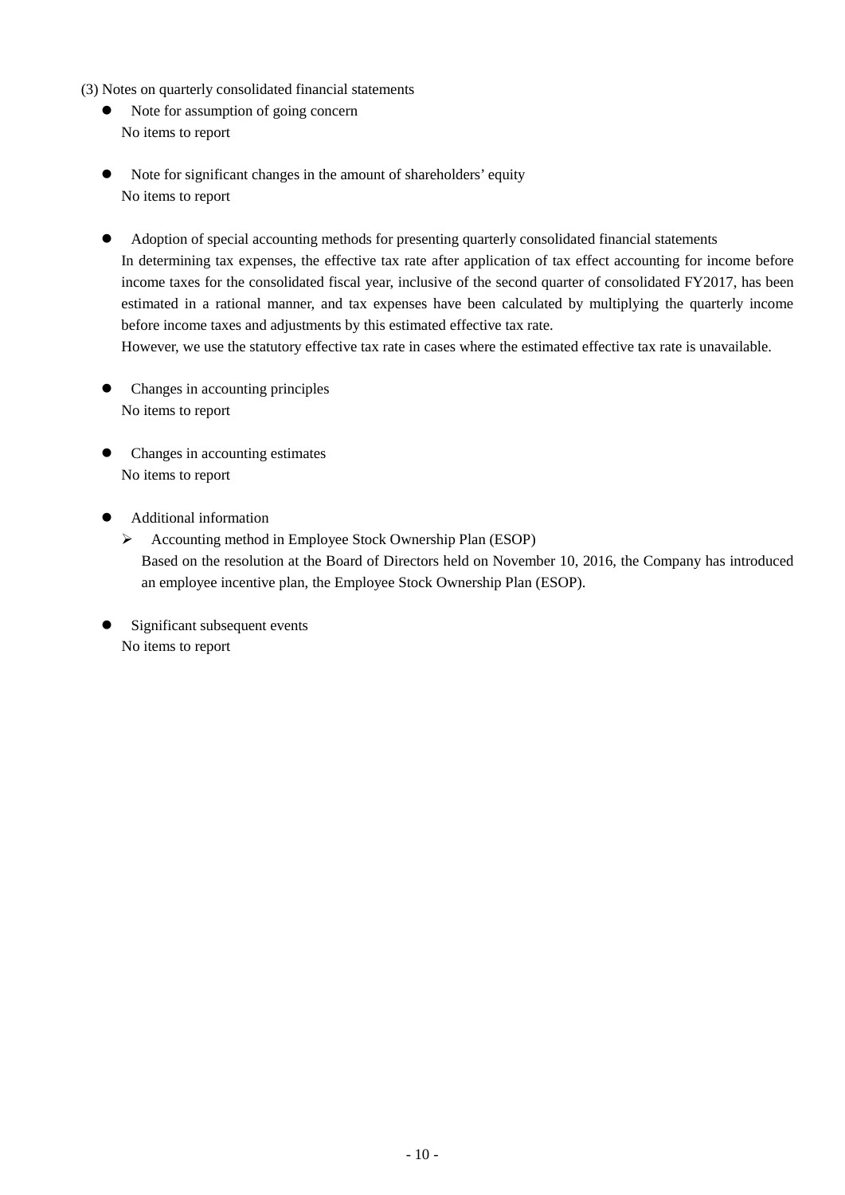### (3) Notes on quarterly consolidated financial statements

- **Note for assumption of going concern**

  No items to report

- **Note for significant changes in the amount of shareholders' equity**

  No items to report

- **Adoption of special accounting methods for presenting quarterly consolidated financial statements**

  In determining tax expenses, the effective tax rate after application of tax effect accounting for income before income taxes for the consolidated fiscal year, inclusive of the second quarter of consolidated FY2017, has been estimated in a rational manner, and tax expenses have been calculated by multiplying the quarterly income before income taxes and adjustments by this estimated effective tax rate.

  However, we use the statutory effective tax rate in cases where the estimated effective tax rate is unavailable.

- **Changes in accounting principles**

  No items to report

- **Changes in accounting estimates**

  No items to report

- **Additional information**

  - Accounting method in Employee Stock Ownership Plan (ESOP)

    Based on the resolution at the Board of Directors held on November 10, 2016, the Company has introduced an employee incentive plan, the Employee Stock Ownership Plan (ESOP).

- **Significant subsequent events**

  No items to report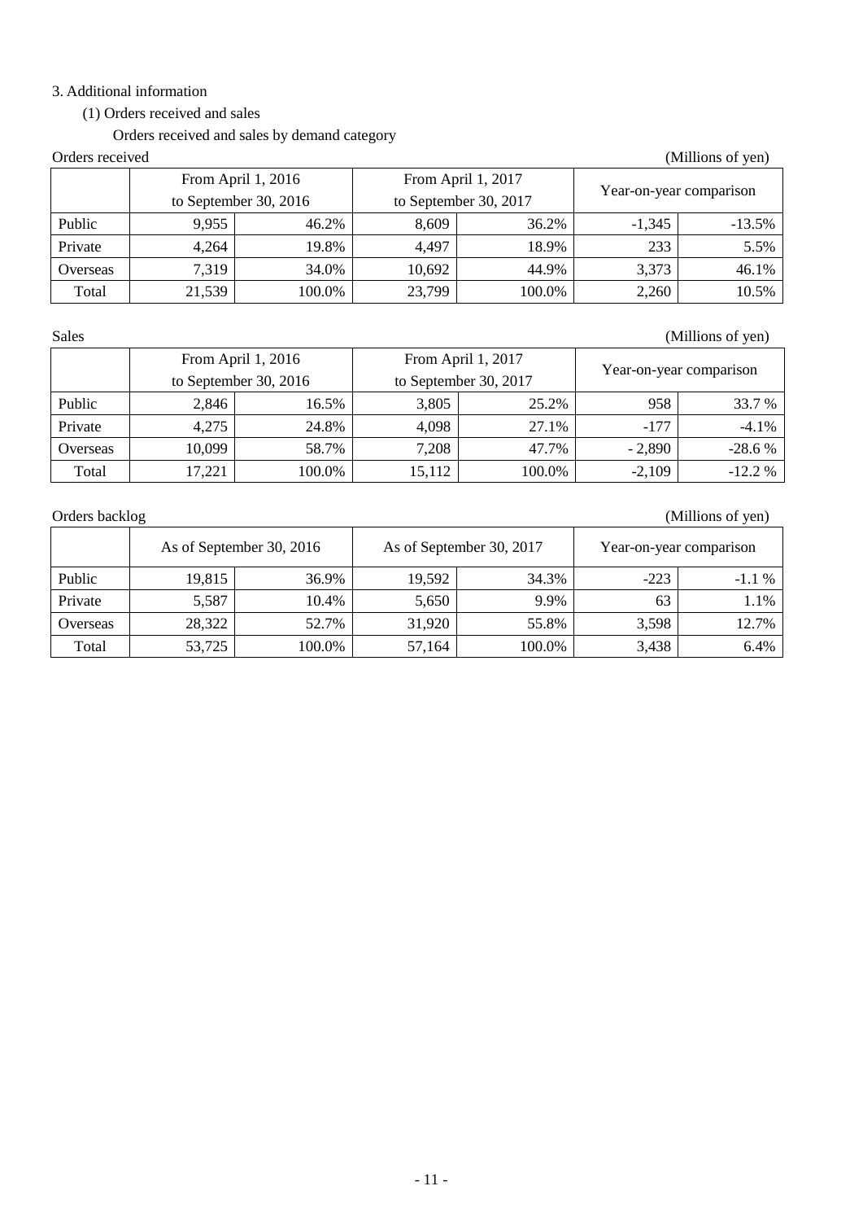3. Additional information

(1) Orders received and sales

Orders received and sales by demand category

Orders received (Millions of yen)

| | From April 1, 2016 to September 30, 2016 | | From April 1, 2017 to September 30, 2017 | | Year-on-year comparison | |
|---|---|---|---|---|---|---|
| Public | 9,955 | 46.2% | 8,609 | 36.2% | -1,345 | -13.5% |
| Private | 4,264 | 19.8% | 4,497 | 18.9% | 233 | 5.5% |
| Overseas | 7,319 | 34.0% | 10,692 | 44.9% | 3,373 | 46.1% |
| Total | 21,539 | 100.0% | 23,799 | 100.0% | 2,260 | 10.5% |

Sales (Millions of yen)

| | From April 1, 2016 to September 30, 2016 | | From April 1, 2017 to September 30, 2017 | | Year-on-year comparison | |
|---|---|---|---|---|---|---|
| Public | 2,846 | 16.5% | 3,805 | 25.2% | 958 | 33.7 % |
| Private | 4,275 | 24.8% | 4,098 | 27.1% | -177 | -4.1% |
| Overseas | 10,099 | 58.7% | 7,208 | 47.7% | - 2,890 | -28.6 % |
| Total | 17,221 | 100.0% | 15,112 | 100.0% | -2,109 | -12.2 % |

Orders backlog (Millions of yen)

| | As of September 30, 2016 | | As of September 30, 2017 | | Year-on-year comparison | |
|---|---|---|---|---|---|---|
| Public | 19,815 | 36.9% | 19,592 | 34.3% | -223 | -1.1 % |
| Private | 5,587 | 10.4% | 5,650 | 9.9% | 63 | 1.1% |
| Overseas | 28,322 | 52.7% | 31,920 | 55.8% | 3,598 | 12.7% |
| Total | 53,725 | 100.0% | 57,164 | 100.0% | 3,438 | 6.4% |